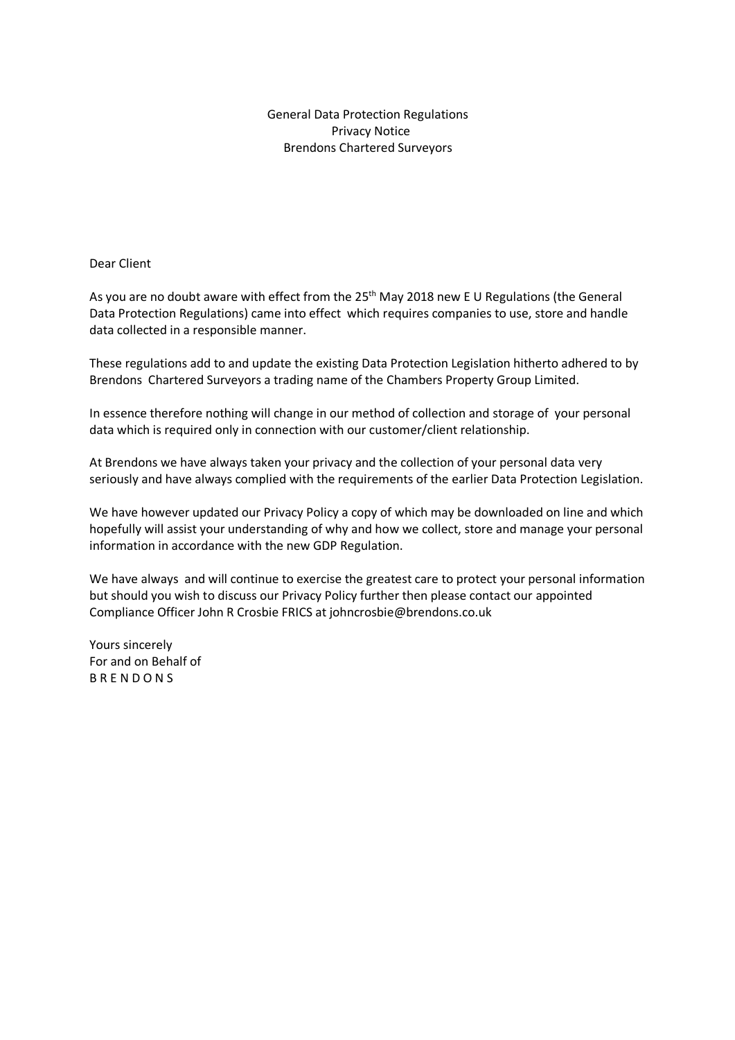General Data Protection Regulations
Privacy Notice
Brendons Chartered Surveyors

Dear Client

As you are no doubt aware with effect from the 25th May 2018 new E U Regulations (the General Data Protection Regulations) came into effect which requires companies to use, store and handle data collected in a responsible manner.

These regulations add to and update the existing Data Protection Legislation hitherto adhered to by Brendons Chartered Surveyors a trading name of the Chambers Property Group Limited.

In essence therefore nothing will change in our method of collection and storage of your personal data which is required only in connection with our customer/client relationship.

At Brendons we have always taken your privacy and the collection of your personal data very seriously and have always complied with the requirements of the earlier Data Protection Legislation.

We have however updated our Privacy Policy a copy of which may be downloaded on line and which hopefully will assist your understanding of why and how we collect, store and manage your personal information in accordance with the new GDP Regulation.

We have always and will continue to exercise the greatest care to protect your personal information but should you wish to discuss our Privacy Policy further then please contact our appointed Compliance Officer John R Crosbie FRICS at johncrosbie@brendons.co.uk

Yours sincerely
For and on Behalf of
B R E N D O N S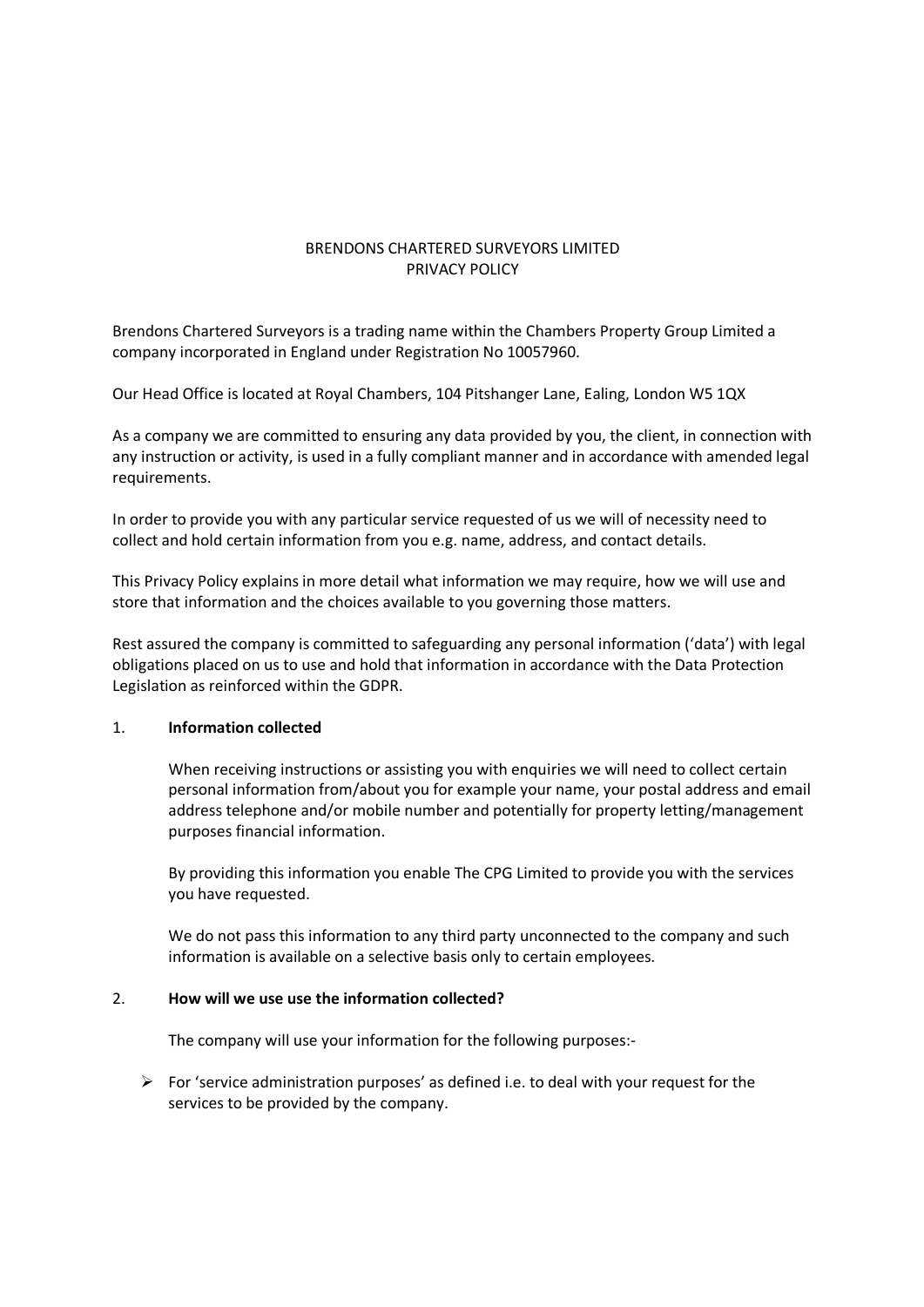# BRENDONS CHARTERED SURVEYORS LIMITED
# PRIVACY POLICY

Brendons Chartered Surveyors is a trading name within the Chambers Property Group Limited a company incorporated in England under Registration No 10057960.

Our Head Office is located at Royal Chambers, 104 Pitshanger Lane, Ealing, London W5 1QX

As a company we are committed to ensuring any data provided by you, the client, in connection with any instruction or activity, is used in a fully compliant manner and in accordance with amended legal requirements.

In order to provide you with any particular service requested of us we will of necessity need to collect and hold certain information from you e.g. name, address, and contact details.

This Privacy Policy explains in more detail what information we may require, how we will use and store that information and the choices available to you governing those matters.

Rest assured the company is committed to safeguarding any personal information ('data') with legal obligations placed on us to use and hold that information in accordance with the Data Protection Legislation as reinforced within the GDPR.

## 1. **Information collected**

When receiving instructions or assisting you with enquiries we will need to collect certain personal information from/about you for example your name, your postal address and email address telephone and/or mobile number and potentially for property letting/management purposes financial information.

By providing this information you enable The CPG Limited to provide you with the services you have requested.

We do not pass this information to any third party unconnected to the company and such information is available on a selective basis only to certain employees.

## 2. **How will we use use the information collected?**

The company will use your information for the following purposes:-

- For 'service administration purposes' as defined i.e. to deal with your request for the services to be provided by the company.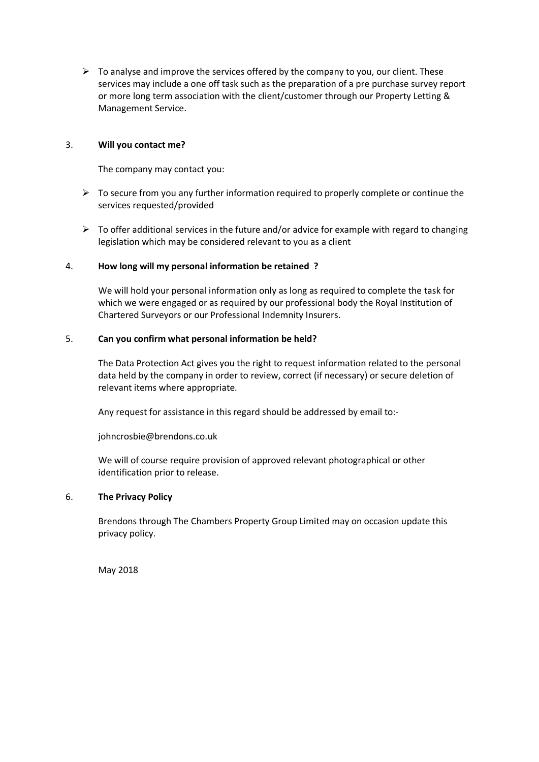- To analyse and improve the services offered by the company to you, our client. These services may include a one off task such as the preparation of a pre purchase survey report or more long term association with the client/customer through our Property Letting & Management Service.

3. **Will you contact me?**

   The company may contact you:

   - To secure from you any further information required to properly complete or continue the services requested/provided
   - To offer additional services in the future and/or advice for example with regard to changing legislation which may be considered relevant to you as a client

4. **How long will my personal information be retained ?**

   We will hold your personal information only as long as required to complete the task for which we were engaged or as required by our professional body the Royal Institution of Chartered Surveyors or our Professional Indemnity Insurers.

5. **Can you confirm what personal information be held?**

   The Data Protection Act gives you the right to request information related to the personal data held by the company in order to review, correct (if necessary) or secure deletion of relevant items where appropriate.

   Any request for assistance in this regard should be addressed by email to:-

   johncrosbie@brendons.co.uk

   We will of course require provision of approved relevant photographical or other identification prior to release.

6. **The Privacy Policy**

   Brendons through The Chambers Property Group Limited may on occasion update this privacy policy.

   May 2018